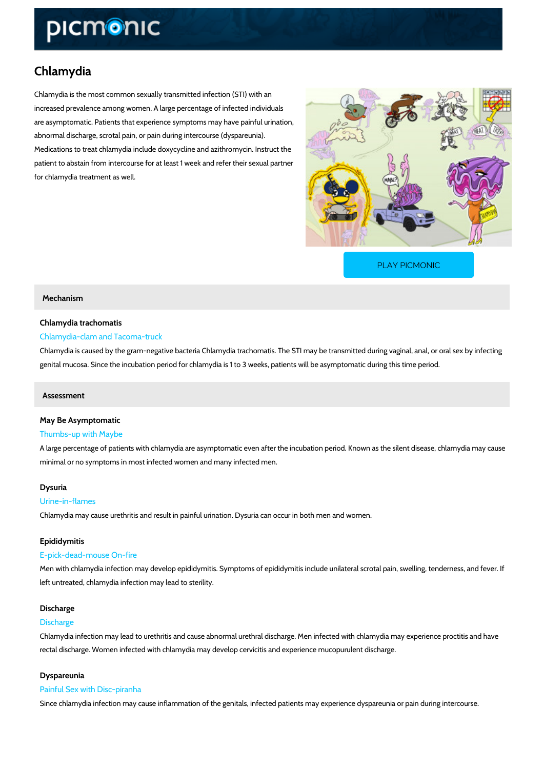# Chlamydia

Chlamydia is the most common sexually transmitted infection (STI) with an increased prevalence among women. A large percentage of infected individuals are asymptomatic. Patients that experience symptoms may have painful urination, abnormal discharge, scrotal pain, or pain during intercourse (dyspareunia). Medications to treat chlamydia include doxycycline and azithromycin. Instruct the patient to abstain from intercourse for at least 1 week and refer their sexual partner for chlamydia treatment as well.

PLAY PICMONIC

## Mechanism

### Chlamydia trachomatis

Chlamydia-clam and Tacoma-truck

Chlamydia is caused by the gram-negative bacteria Chlamydia trachomatis. The STI may be transmitted during vaginal, anal, or oral sex by infecting genital mucosa. Since the incubation period for chlamydia is 1 to 3 weeks, patients will be asymptomatic during this time period.

## Assessment

### May Be Asymptomatic

Thumbs-up with Maybe

A large percentage of patients with chlamydia are asymptomatic even after the incubation period. Known as the silent disease, chlamydia may cause minimal or no symptoms in most infected women and many infected men.

### Dysuria

Urine-in-flames

Chlamydia may cause urethritis and result in painful urination. Dysuria can occur in both men and women.

### Epididymitis

E-pick-dead-mouse On-fire

Men with chlamydia infection may develop epididymitis. Symptoms of epididymitis include unilateral scrotal pain, swelling, tenderness, and fever. If left untreated, chlamydia infection may lead to sterility.

### Discharge

Discharge

Chlamydia infection may lead to urethritis and cause abnormal urethral discharge. Men infected with chlamydia may experience proctitis and have rectal discharge. Women infected with chlamydia may develop cervicitis and experience mucopurulent discharge.

### Dyspareunia

Painful Sex with Disc-piranha

Since chlamydia infection may cause inflammation of the genitals, infected patients may experience dyspareunia or pain during intercourse.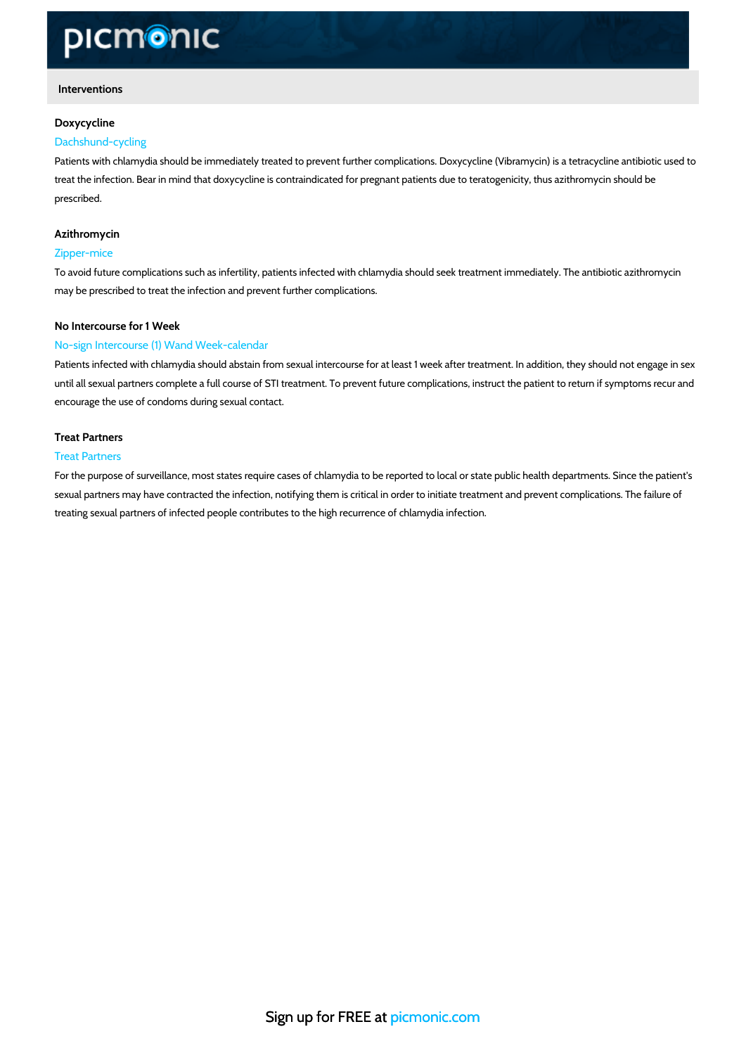## Interventions

### Doxycycline

Dachshund-cycling

Patients with chlamydia should be immediately treated to prevent further complications. Doxycycline (Vibramycin) is a tetracycline antibiotic used to treat the infection. Bear in mind that doxycycline is contraindicated for pregnant patients due to teratogenicity, thus azithromycin should be prescribed.

### Azithromycin

Zipper-mice

To avoid future complications such as infertility, patients infected with chlamydia should seek treatment immediately. The antibiotic azithromycin may be prescribed to treat the infection and prevent further complications.

### No Intercourse for 1 Week

No-sign Intercourse (1) Wand Week-calendar

Patients infected with chlamydia should abstain from sexual intercourse for at least 1 week after treatment. In addition, they should not engage in sex until all sexual partners complete a full course of STI treatment. To prevent future complications, instruct the patient to return if symptoms recur and encourage the use of condoms during sexual contact.

### Treat Partners

Treat Partners

For the purpose of surveillance, most states require cases of chlamydia to be reported to local or state public health departments. Since the patient's sexual partners may have contracted the infection, notifying them is critical in order to initiate treatment and prevent complications. The failure of treating sexual partners of infected people contributes to the high recurrence of chlamydia infection.